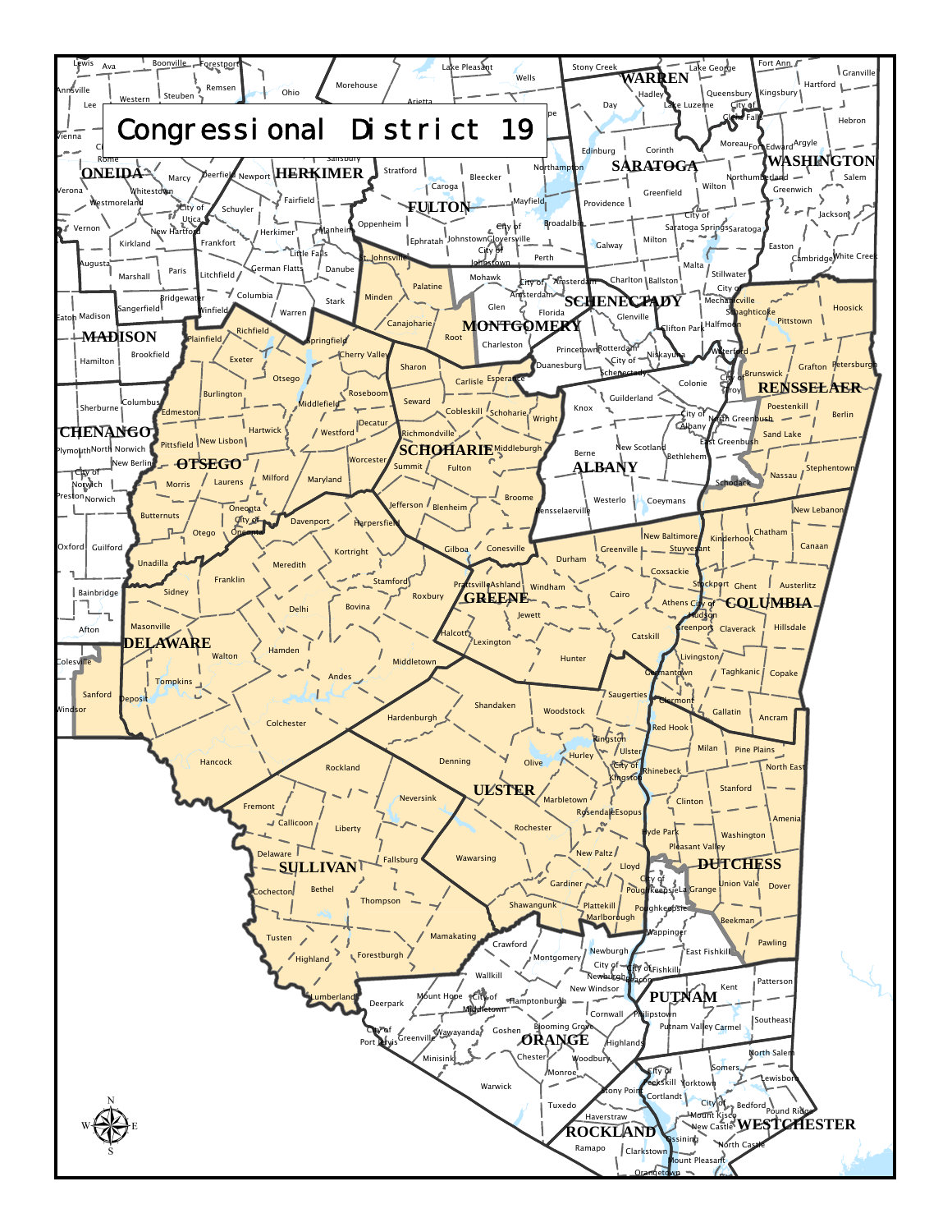# Congressional District 19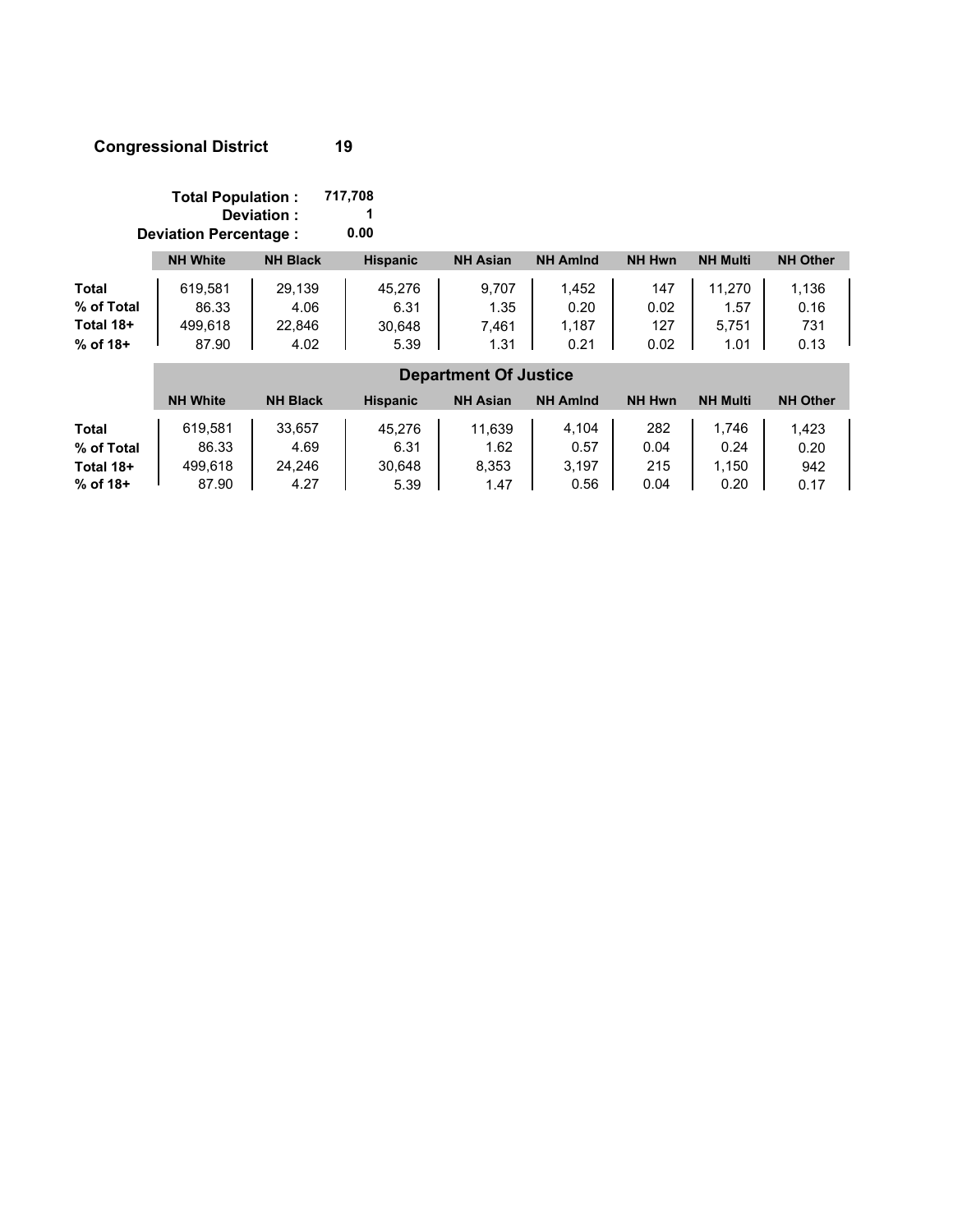**Congressional District 19**

**Total Population :** 717,708
**Deviation :** 1
**Deviation Percentage :** 0.00

| | NH White | NH Black | Hispanic | NH Asian | NH AmInd | NH Hwn | NH Multi | NH Other |
|---|---|---|---|---|---|---|---|---|
| **Total** | 619,581 | 29,139 | 45,276 | 9,707 | 1,452 | 147 | 11,270 | 1,136 |
| **% of Total** | 86.33 | 4.06 | 6.31 | 1.35 | 0.20 | 0.02 | 1.57 | 0.16 |
| **Total 18+** | 499,618 | 22,846 | 30,648 | 7,461 | 1,187 | 127 | 5,751 | 731 |
| **% of 18+** | 87.90 | 4.02 | 5.39 | 1.31 | 0.21 | 0.02 | 1.01 | 0.13 |

**Department Of Justice**

| | NH White | NH Black | Hispanic | NH Asian | NH AmInd | NH Hwn | NH Multi | NH Other |
|---|---|---|---|---|---|---|---|---|
| **Total** | 619,581 | 33,657 | 45,276 | 11,639 | 4,104 | 282 | 1,746 | 1,423 |
| **% of Total** | 86.33 | 4.69 | 6.31 | 1.62 | 0.57 | 0.04 | 0.24 | 0.20 |
| **Total 18+** | 499,618 | 24,246 | 30,648 | 8,353 | 3,197 | 215 | 1,150 | 942 |
| **% of 18+** | 87.90 | 4.27 | 5.39 | 1.47 | 0.56 | 0.04 | 0.20 | 0.17 |